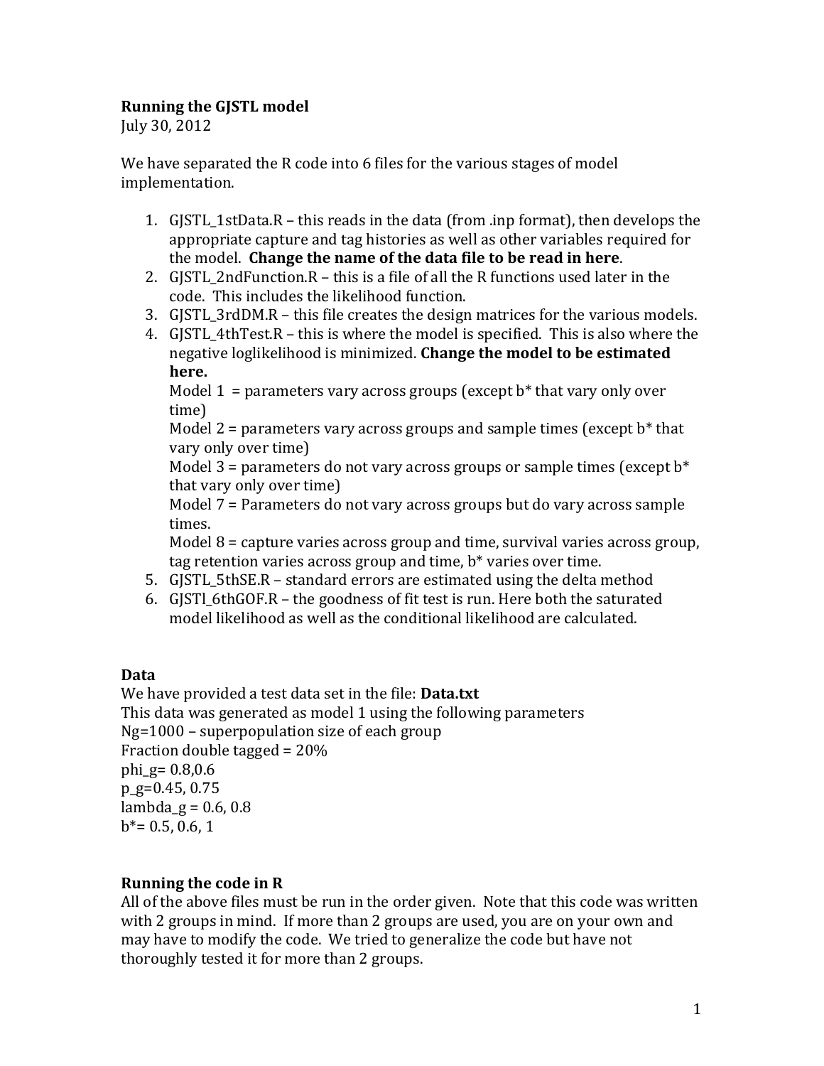**Running the GJSTL model**

July 30, 2012

We have separated the R code into 6 files for the various stages of model implementation.

1. GJSTL_1stData.R – this reads in the data (from .inp format), then develops the appropriate capture and tag histories as well as other variables required for the model. **Change the name of the data file to be read in here**.
2. GJSTL_2ndFunction.R – this is a file of all the R functions used later in the code. This includes the likelihood function.
3. GJSTL_3rdDM.R – this file creates the design matrices for the various models.
4. GJSTL_4thTest.R – this is where the model is specified. This is also where the negative loglikelihood is minimized. **Change the model to be estimated here.**
   Model 1 = parameters vary across groups (except b* that vary only over time)
   Model 2 = parameters vary across groups and sample times (except b* that vary only over time)
   Model 3 = parameters do not vary across groups or sample times (except b* that vary only over time)
   Model 7 = Parameters do not vary across groups but do vary across sample times.
   Model 8 = capture varies across group and time, survival varies across group, tag retention varies across group and time, b* varies over time.
5. GJSTL_5thSE.R – standard errors are estimated using the delta method
6. GJSTl_6thGOF.R – the goodness of fit test is run. Here both the saturated model likelihood as well as the conditional likelihood are calculated.

**Data**

We have provided a test data set in the file: **Data.txt**

This data was generated as model 1 using the following parameters

Ng=1000 – superpopulation size of each group

Fraction double tagged = 20%

phi_g= 0.8,0.6

p_g=0.45, 0.75

lambda_g = 0.6, 0.8

b*= 0.5, 0.6, 1

**Running the code in R**

All of the above files must be run in the order given. Note that this code was written with 2 groups in mind. If more than 2 groups are used, you are on your own and may have to modify the code. We tried to generalize the code but have not thoroughly tested it for more than 2 groups.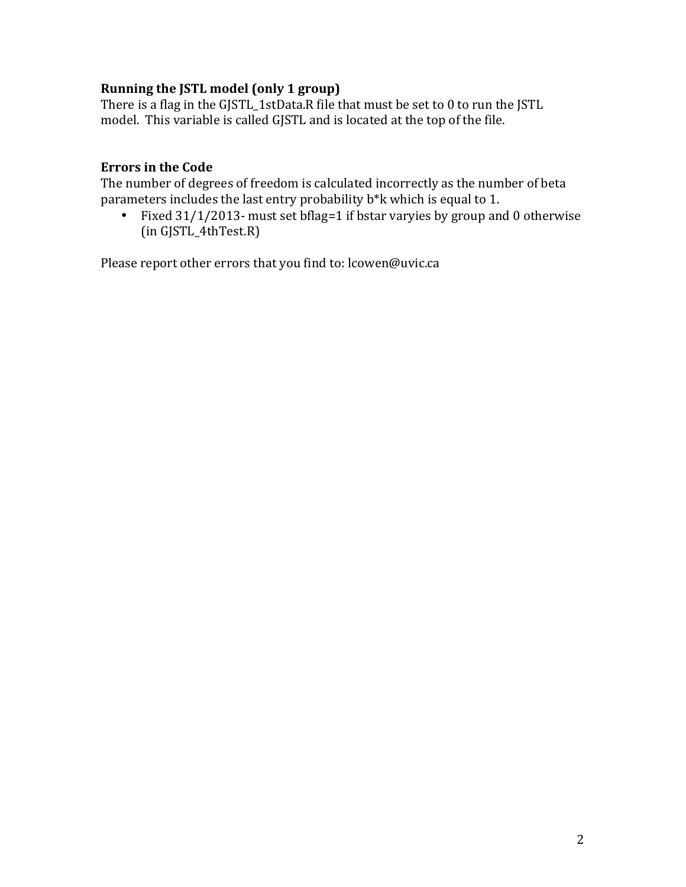**Running the JSTL model (only 1 group)**

There is a flag in the GJSTL_1stData.R file that must be set to 0 to run the JSTL model. This variable is called GJSTL and is located at the top of the file.

**Errors in the Code**

The number of degrees of freedom is calculated incorrectly as the number of beta parameters includes the last entry probability b*k which is equal to 1.

- Fixed 31/1/2013- must set bflag=1 if bstar varyies by group and 0 otherwise (in GJSTL_4thTest.R)

Please report other errors that you find to: lcowen@uvic.ca